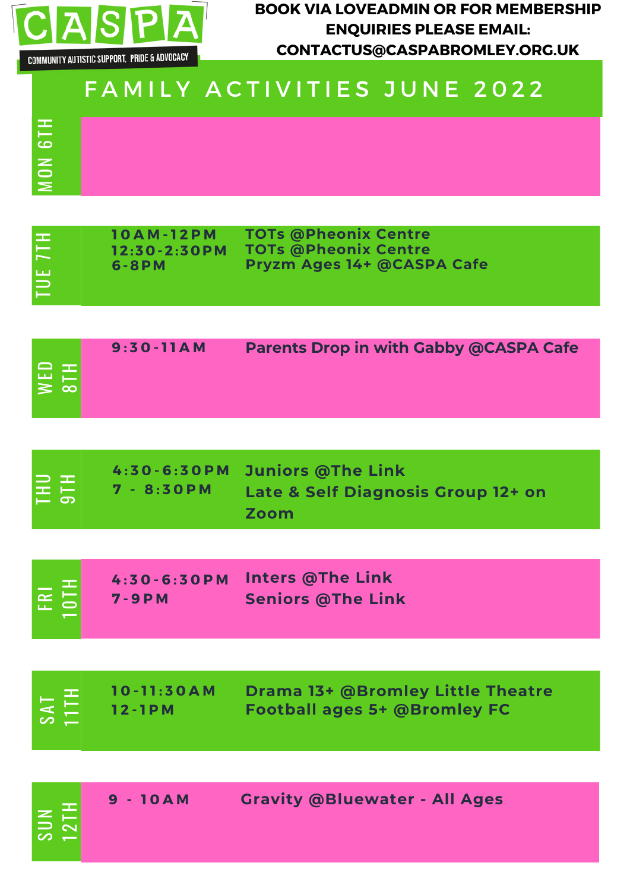# CASPA

COMMUNITY AUTISTIC SUPPORT, PRIDE & ADVOCACY

**BOOK VIA LOVEADMIN OR FOR MEMBERSHIP ENQUIRIES PLEASE EMAIL: CONTACTUS@CASPABROMLEY.ORG.UK**

## FAMILY ACTIVITIES JUNE 2022

| Day | Time | Activity |
|---|---|---|
| MON 6TH | | |
| TUE 7TH | 10AM-12PM | TOTs @Pheonix Centre |
| | 12:30-2:30PM | TOTs @Pheonix Centre |
| | 6-8PM | Pryzm Ages 14+ @CASPA Cafe |
| WED 8TH | 9:30-11AM | Parents Drop in with Gabby @CASPA Cafe |
| THU 9TH | 4:30-6:30PM | Juniors @The Link |
| | 7 - 8:30PM | Late & Self Diagnosis Group 12+ on Zoom |
| FRI 10TH | 4:30-6:30PM | Inters @The Link |
| | 7-9PM | Seniors @The Link |
| SAT 11TH | 10-11:30AM | Drama 13+ @Bromley Little Theatre |
| | 12-1PM | Football ages 5+ @Bromley FC |
| SUN 12TH | 9 - 10AM | Gravity @Bluewater - All Ages |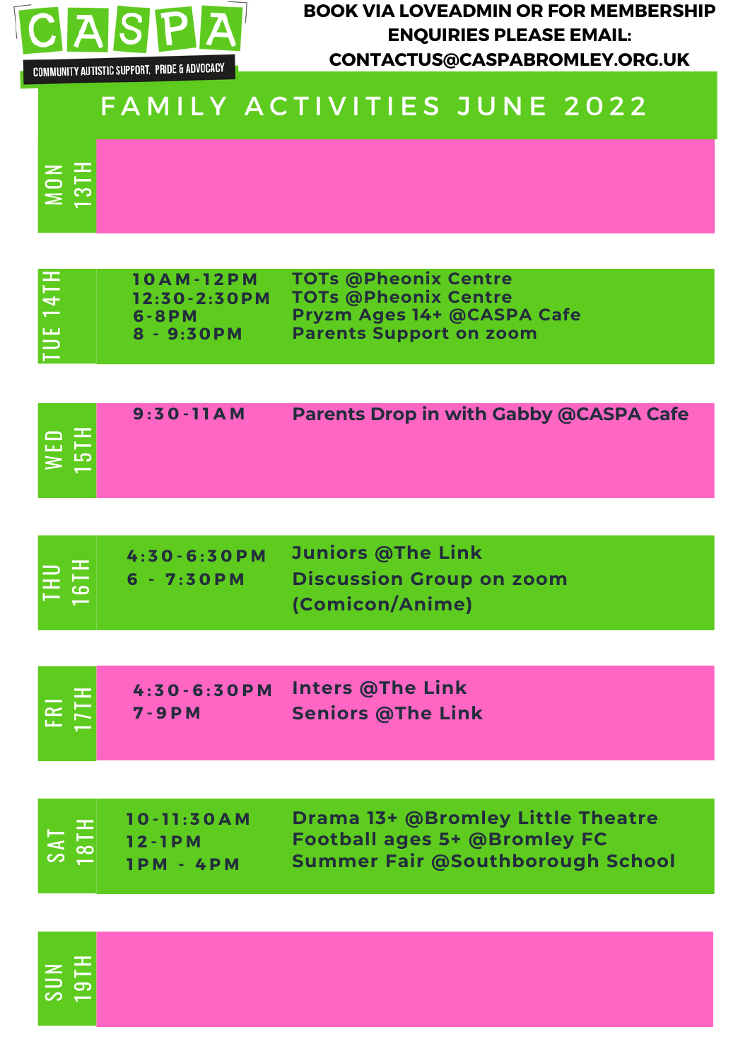# CASPA

COMMUNITY AUTISTIC SUPPORT, PRIDE & ADVOCACY

**BOOK VIA LOVEADMIN OR FOR MEMBERSHIP ENQUIRIES PLEASE EMAIL: CONTACTUS@CASPABROMLEY.ORG.UK**

## FAMILY ACTIVITIES JUNE 2022

| Day | Time | Activity |
|---|---|---|
| MON 13TH | | |
| TUE 14TH | 10AM-12PM | TOTs @Pheonix Centre |
| | 12:30-2:30PM | TOTs @Pheonix Centre |
| | 6-8PM | Pryzm Ages 14+ @CASPA Cafe |
| | 8 - 9:30PM | Parents Support on zoom |
| WED 15TH | 9:30-11AM | Parents Drop in with Gabby @CASPA Cafe |
| THU 16TH | 4:30-6:30PM | Juniors @The Link |
| | 6 - 7:30PM | Discussion Group on zoom (Comicon/Anime) |
| FRI 17TH | 4:30-6:30PM | Inters @The Link |
| | 7-9PM | Seniors @The Link |
| SAT 18TH | 10-11:30AM | Drama 13+ @Bromley Little Theatre |
| | 12-1PM | Football ages 5+ @Bromley FC |
| | 1PM - 4PM | Summer Fair @Southborough School |
| SUN 19TH | | |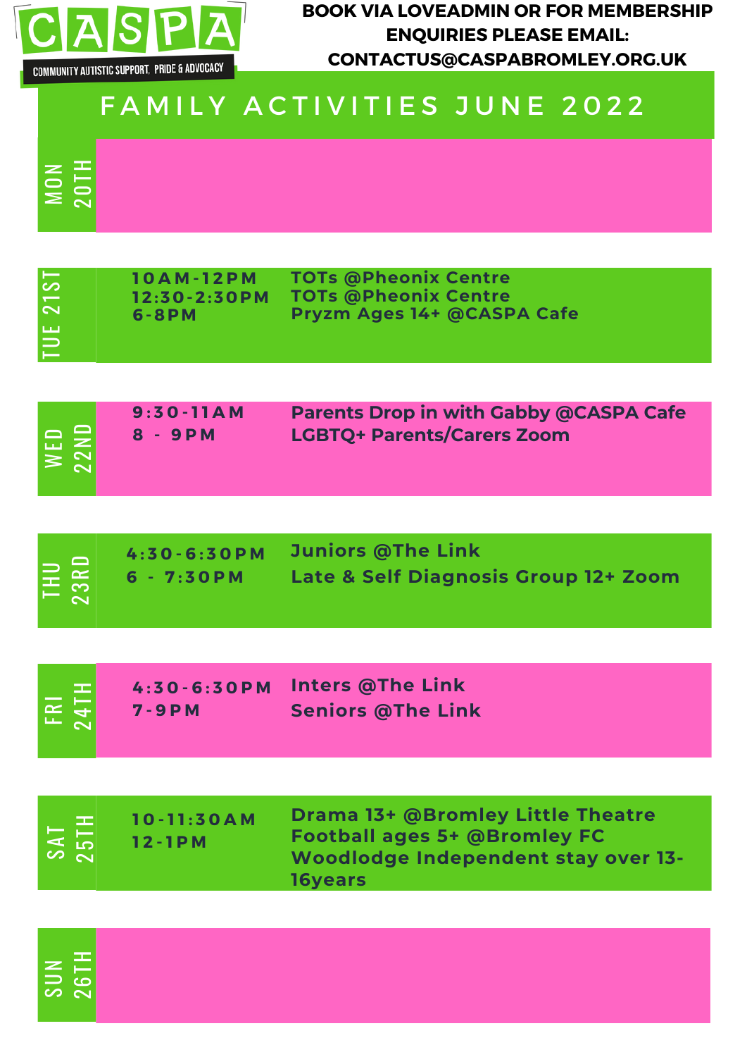**CASPA**

COMMUNITY AUTISTIC SUPPORT, PRIDE & ADVOCACY

**BOOK VIA LOVEADMIN OR FOR MEMBERSHIP ENQUIRIES PLEASE EMAIL: CONTACTUS@CASPABROMLEY.ORG.UK**

# FAMILY ACTIVITIES JUNE 2022

| Day | Time | Activity |
|---|---|---|
| MON 20TH | | |
| TUE 21ST | 10AM-12PM | TOTs @Pheonix Centre |
| | 12:30-2:30PM | TOTs @Pheonix Centre |
| | 6-8PM | Pryzm Ages 14+ @CASPA Cafe |
| WED 22ND | 9:30-11AM | Parents Drop in with Gabby @CASPA Cafe |
| | 8 - 9PM | LGBTQ+ Parents/Carers Zoom |
| THU 23RD | 4:30-6:30PM | Juniors @The Link |
| | 6 - 7:30PM | Late & Self Diagnosis Group 12+ Zoom |
| FRI 24TH | 4:30-6:30PM | Inters @The Link |
| | 7-9PM | Seniors @The Link |
| SAT 25TH | 10-11:30AM | Drama 13+ @Bromley Little Theatre |
| | 12-1PM | Football ages 5+ @Bromley FC |
| | | Woodlodge Independent stay over 13-16years |
| SUN 26TH | | |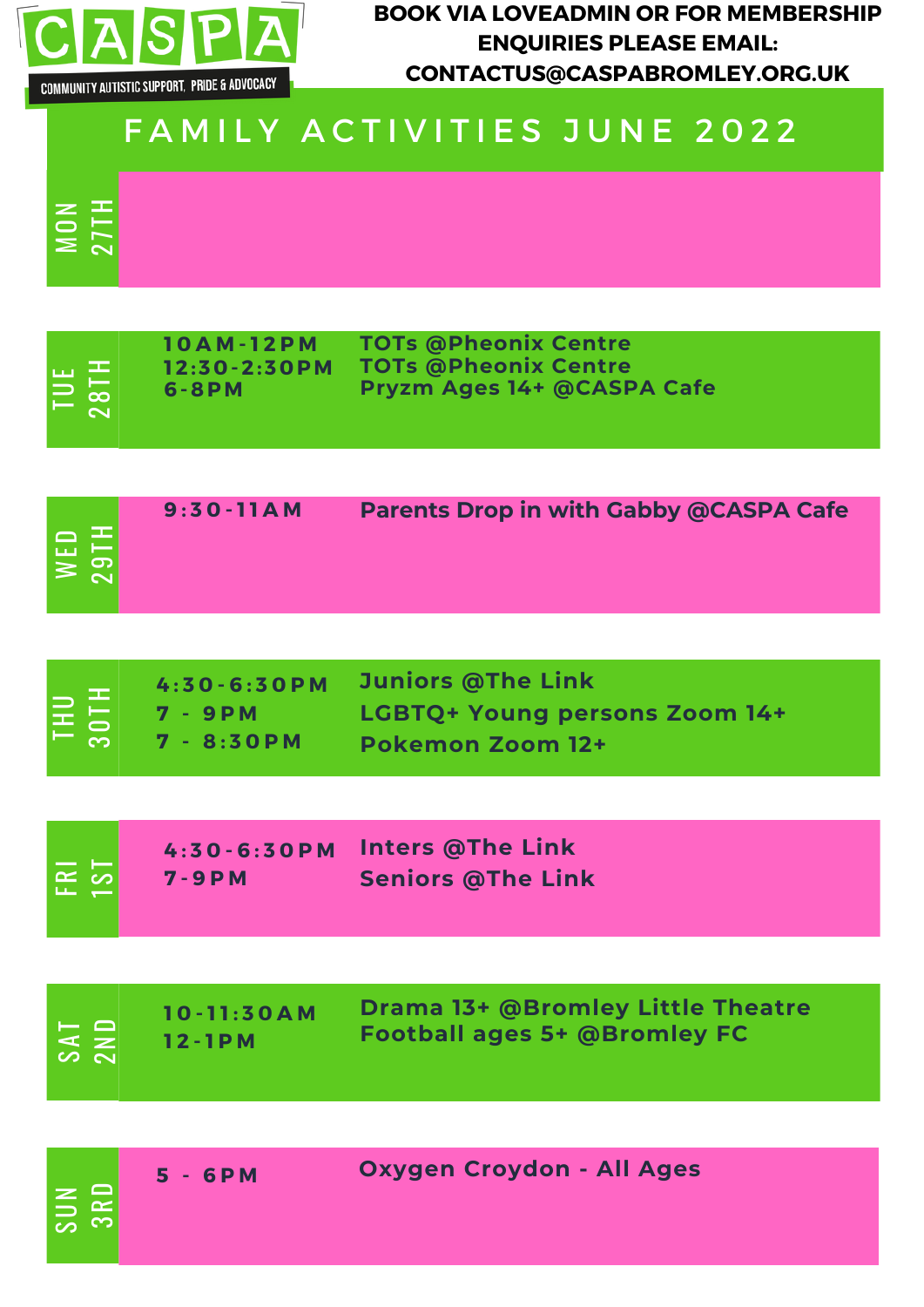CASPA

COMMUNITY AUTISTIC SUPPORT, PRIDE & ADVOCACY

**BOOK VIA LOVEADMIN OR FOR MEMBERSHIP ENQUIRIES PLEASE EMAIL: CONTACTUS@CASPABROMLEY.ORG.UK**

# FAMILY ACTIVITIES JUNE 2022

| | | |
|---|---|---|
| MON 27TH | | |
| TUE 28TH | 10AM-12PM | TOTs @Pheonix Centre |
| | 12:30-2:30PM | TOTs @Pheonix Centre |
| | 6-8PM | Pryzm Ages 14+ @CASPA Cafe |
| WED 29TH | 9:30-11AM | Parents Drop in with Gabby @CASPA Cafe |
| THU 30TH | 4:30-6:30PM | Juniors @The Link |
| | 7 - 9PM | LGBTQ+ Young persons Zoom 14+ |
| | 7 - 8:30PM | Pokemon Zoom 12+ |
| FRI 1ST | 4:30-6:30PM | Inters @The Link |
| | 7-9PM | Seniors @The Link |
| SAT 2ND | 10-11:30AM | Drama 13+ @Bromley Little Theatre |
| | 12-1PM | Football ages 5+ @Bromley FC |
| SUN 3RD | 5 - 6PM | Oxygen Croydon - All Ages |